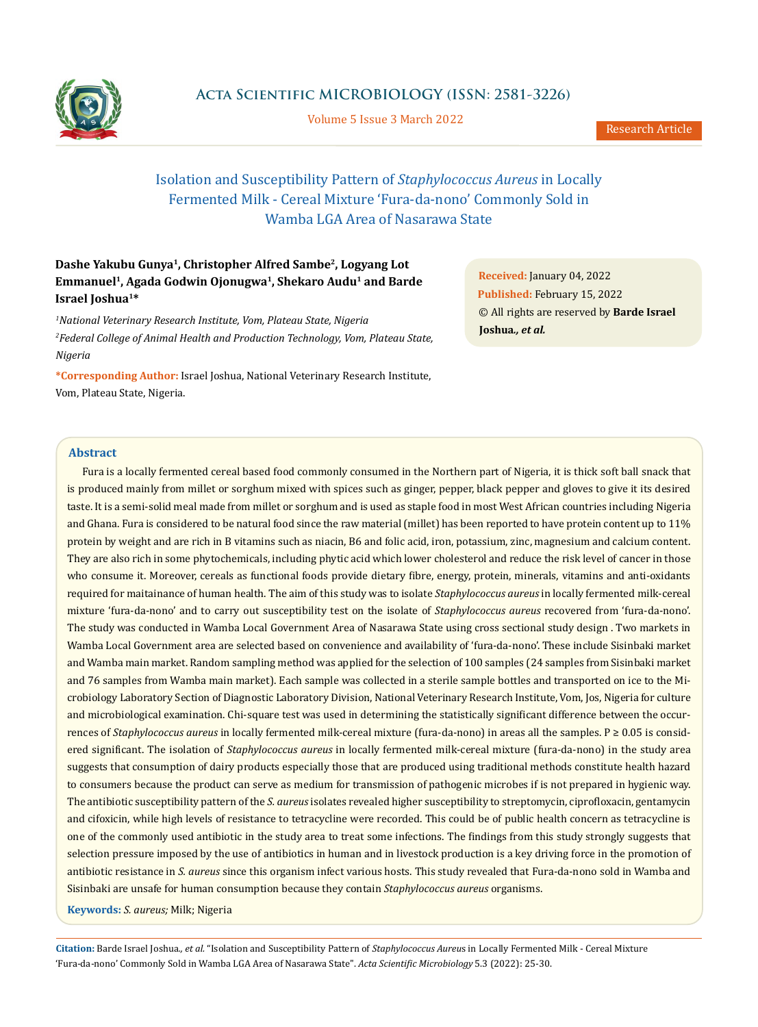Research Article

# Isolation and Susceptibility Pattern of *Staphylococcus Aureus* in Locally Fermented Milk - Cereal Mixture 'Fura-da-nono' Commonly Sold in Wamba LGA Area of Nasarawa State

**Dashe Yakubu Gunya[1], Christopher Alfred Sambe[2], Logyang Lot Emmanuel[1], Agada Godwin Ojonugwa[1], Shekaro Audu[1] and Barde Israel Joshua[1]***

*[1]National Veterinary Research Institute, Vom, Plateau State, Nigeria*

*[2]Federal College of Animal Health and Production Technology, Vom, Plateau State, Nigeria*

**\*Corresponding Author:** Israel Joshua, National Veterinary Research Institute, Vom, Plateau State, Nigeria.

**Received:** January 04, 2022
**Published:** February 15, 2022
© All rights are reserved by **Barde Israel Joshua., *et al.***

## Abstract

Fura is a locally fermented cereal based food commonly consumed in the Northern part of Nigeria, it is thick soft ball snack that is produced mainly from millet or sorghum mixed with spices such as ginger, pepper, black pepper and gloves to give it its desired taste. It is a semi-solid meal made from millet or sorghum and is used as staple food in most West African countries including Nigeria and Ghana. Fura is considered to be natural food since the raw material (millet) has been reported to have protein content up to 11% protein by weight and are rich in B vitamins such as niacin, B6 and folic acid, iron, potassium, zinc, magnesium and calcium content. They are also rich in some phytochemicals, including phytic acid which lower cholesterol and reduce the risk level of cancer in those who consume it. Moreover, cereals as functional foods provide dietary fibre, energy, protein, minerals, vitamins and anti-oxidants required for maitainance of human health. The aim of this study was to isolate *Staphylococcus aureus* in locally fermented milk-cereal mixture 'fura-da-nono' and to carry out susceptibility test on the isolate of *Staphylococcus aureus* recovered from 'fura-da-nono'. The study was conducted in Wamba Local Government Area of Nasarawa State using cross sectional study design . Two markets in Wamba Local Government area are selected based on convenience and availability of 'fura-da-nono'. These include Sisinbaki market and Wamba main market. Random sampling method was applied for the selection of 100 samples (24 samples from Sisinbaki market and 76 samples from Wamba main market). Each sample was collected in a sterile sample bottles and transported on ice to the Microbiology Laboratory Section of Diagnostic Laboratory Division, National Veterinary Research Institute, Vom, Jos, Nigeria for culture and microbiological examination. Chi-square test was used in determining the statistically significant difference between the occurrences of *Staphylococcus aureus* in locally fermented milk-cereal mixture (fura-da-nono) in areas all the samples. $P \geq 0.05$ is considered significant. The isolation of *Staphylococcus aureus* in locally fermented milk-cereal mixture (fura-da-nono) in the study area suggests that consumption of dairy products especially those that are produced using traditional methods constitute health hazard to consumers because the product can serve as medium for transmission of pathogenic microbes if is not prepared in hygienic way. The antibiotic susceptibility pattern of the *S. aureus* isolates revealed higher susceptibility to streptomycin, ciprofloxacin, gentamycin and cifoxicin, while high levels of resistance to tetracycline were recorded. This could be of public health concern as tetracycline is one of the commonly used antibiotic in the study area to treat some infections. The findings from this study strongly suggests that selection pressure imposed by the use of antibiotics in human and in livestock production is a key driving force in the promotion of antibiotic resistance in *S. aureus* since this organism infect various hosts. This study revealed that Fura-da-nono sold in Wamba and Sisinbaki are unsafe for human consumption because they contain *Staphylococcus aureus* organisms.

**Keywords:** *S. aureus;* Milk; Nigeria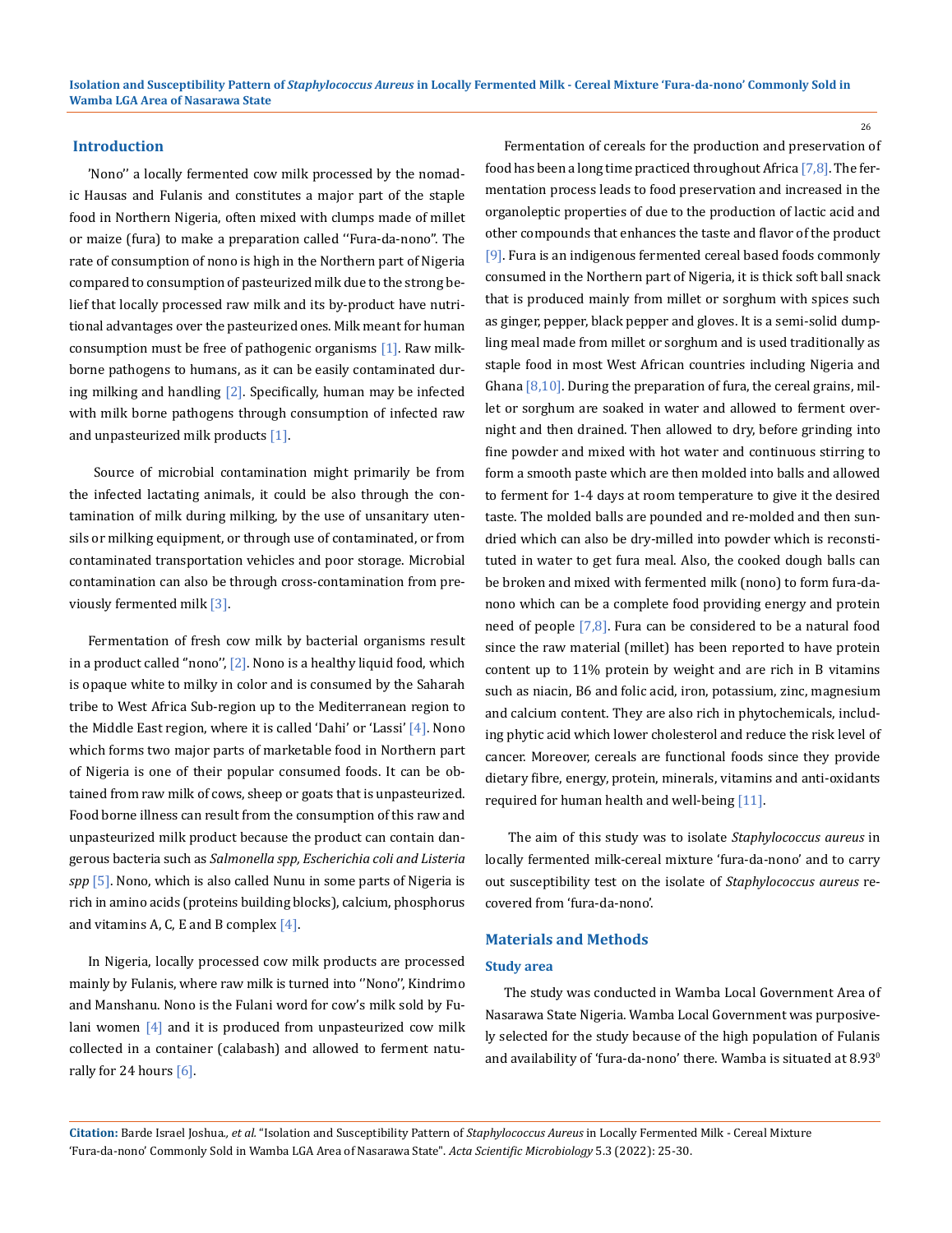## Introduction

'Nono'' a locally fermented cow milk processed by the nomadic Hausas and Fulanis and constitutes a major part of the staple food in Northern Nigeria, often mixed with clumps made of millet or maize (fura) to make a preparation called ''Fura-da-nono''. The rate of consumption of nono is high in the Northern part of Nigeria compared to consumption of pasteurized milk due to the strong belief that locally processed raw milk and its by-product have nutritional advantages over the pasteurized ones. Milk meant for human consumption must be free of pathogenic organisms [1]. Raw milk-borne pathogens to humans, as it can be easily contaminated during milking and handling [2]. Specifically, human may be infected with milk borne pathogens through consumption of infected raw and unpasteurized milk products [1].

Source of microbial contamination might primarily be from the infected lactating animals, it could be also through the contamination of milk during milking, by the use of unsanitary utensils or milking equipment, or through use of contaminated, or from contaminated transportation vehicles and poor storage. Microbial contamination can also be through cross-contamination from previously fermented milk [3].

Fermentation of fresh cow milk by bacterial organisms result in a product called "nono", [2]. Nono is a healthy liquid food, which is opaque white to milky in color and is consumed by the Saharah tribe to West Africa Sub-region up to the Mediterranean region to the Middle East region, where it is called 'Dahi' or 'Lassi' [4]. Nono which forms two major parts of marketable food in Northern part of Nigeria is one of their popular consumed foods. It can be obtained from raw milk of cows, sheep or goats that is unpasteurized. Food borne illness can result from the consumption of this raw and unpasteurized milk product because the product can contain dangerous bacteria such as *Salmonella spp, Escherichia coli and Listeria spp* [5]. Nono, which is also called Nunu in some parts of Nigeria is rich in amino acids (proteins building blocks), calcium, phosphorus and vitamins A, C, E and B complex [4].

In Nigeria, locally processed cow milk products are processed mainly by Fulanis, where raw milk is turned into ''Nono'', Kindrimo and Manshanu. Nono is the Fulani word for cow's milk sold by Fulani women [4] and it is produced from unpasteurized cow milk collected in a container (calabash) and allowed to ferment naturally for 24 hours [6].

Fermentation of cereals for the production and preservation of food has been a long time practiced throughout Africa [7,8]. The fermentation process leads to food preservation and increased in the organoleptic properties of due to the production of lactic acid and other compounds that enhances the taste and flavor of the product [9]. Fura is an indigenous fermented cereal based foods commonly consumed in the Northern part of Nigeria, it is thick soft ball snack that is produced mainly from millet or sorghum with spices such as ginger, pepper, black pepper and gloves. It is a semi-solid dumpling meal made from millet or sorghum and is used traditionally as staple food in most West African countries including Nigeria and Ghana [8,10]. During the preparation of fura, the cereal grains, millet or sorghum are soaked in water and allowed to ferment overnight and then drained. Then allowed to dry, before grinding into fine powder and mixed with hot water and continuous stirring to form a smooth paste which are then molded into balls and allowed to ferment for 1-4 days at room temperature to give it the desired taste. The molded balls are pounded and re-molded and then sun-dried which can also be dry-milled into powder which is reconstituted in water to get fura meal. Also, the cooked dough balls can be broken and mixed with fermented milk (nono) to form fura-da-nono which can be a complete food providing energy and protein need of people [7,8]. Fura can be considered to be a natural food since the raw material (millet) has been reported to have protein content up to 11% protein by weight and are rich in B vitamins such as niacin, B6 and folic acid, iron, potassium, zinc, magnesium and calcium content. They are also rich in phytochemicals, including phytic acid which lower cholesterol and reduce the risk level of cancer. Moreover, cereals are functional foods since they provide dietary fibre, energy, protein, minerals, vitamins and anti-oxidants required for human health and well-being [11].

The aim of this study was to isolate *Staphylococcus aureus* in locally fermented milk-cereal mixture 'fura-da-nono' and to carry out susceptibility test on the isolate of *Staphylococcus aureus* recovered from 'fura-da-nono'.

## Materials and Methods

### Study area

The study was conducted in Wamba Local Government Area of Nasarawa State Nigeria. Wamba Local Government was purposively selected for the study because of the high population of Fulanis and availability of 'fura-da-nono' there. Wamba is situated at $8.93^0$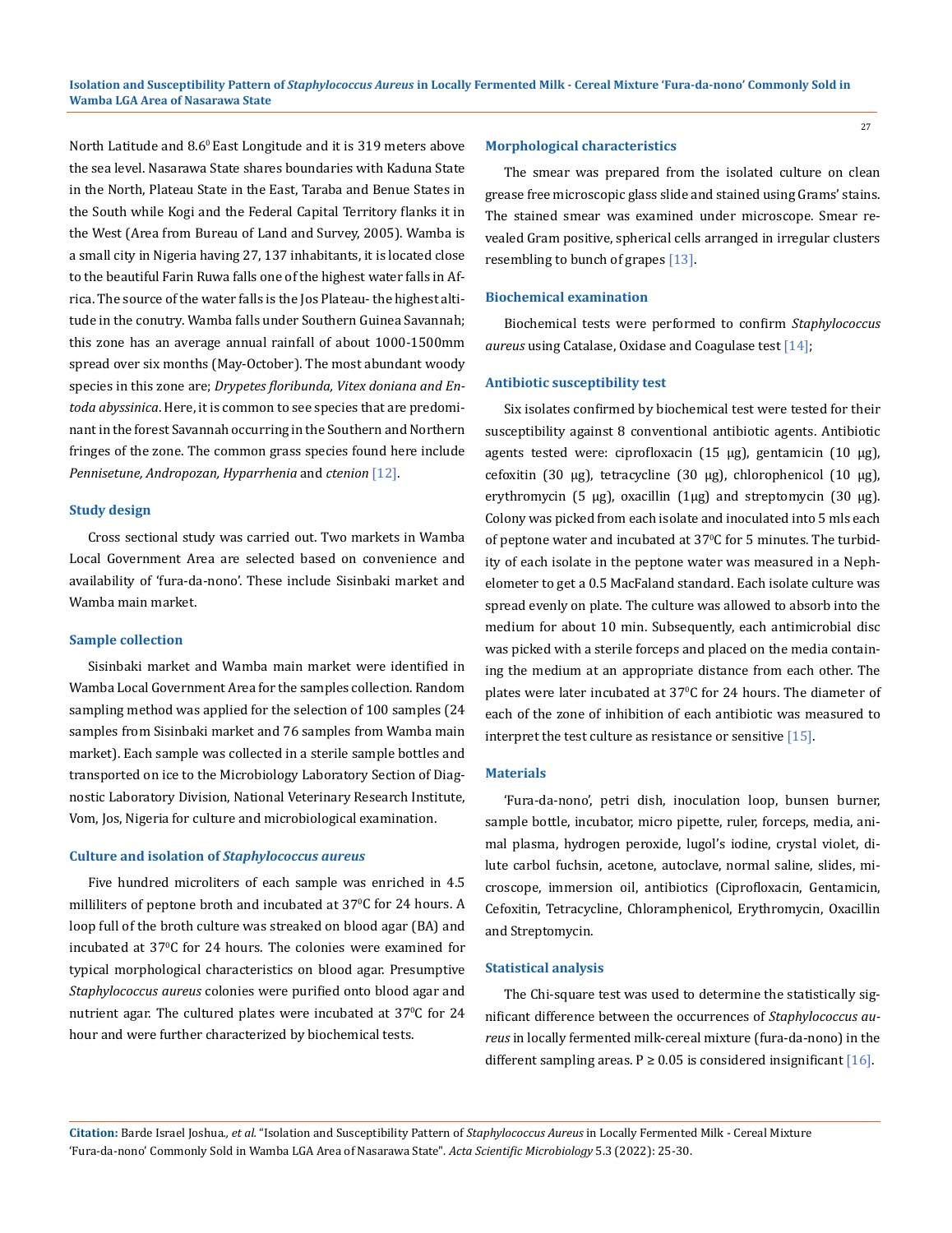North Latitude and 8.6$^0$ East Longitude and it is 319 meters above the sea level. Nasarawa State shares boundaries with Kaduna State in the North, Plateau State in the East, Taraba and Benue States in the South while Kogi and the Federal Capital Territory flanks it in the West (Area from Bureau of Land and Survey, 2005). Wamba is a small city in Nigeria having 27, 137 inhabitants, it is located close to the beautiful Farin Ruwa falls one of the highest water falls in Africa. The source of the water falls is the Jos Plateau- the highest altitude in the conutry. Wamba falls under Southern Guinea Savannah; this zone has an average annual rainfall of about 1000-1500mm spread over six months (May-October). The most abundant woody species in this zone are; *Drypetes floribunda, Vitex doniana and Entoda abyssinica*. Here, it is common to see species that are predominant in the forest Savannah occurring in the Southern and Northern fringes of the zone. The common grass species found here include *Pennisetune, Andropozan, Hyparrhenia* and *ctenion* [12].

### Study design

Cross sectional study was carried out. Two markets in Wamba Local Government Area are selected based on convenience and availability of 'fura-da-nono'. These include Sisinbaki market and Wamba main market.

### Sample collection

Sisinbaki market and Wamba main market were identified in Wamba Local Government Area for the samples collection. Random sampling method was applied for the selection of 100 samples (24 samples from Sisinbaki market and 76 samples from Wamba main market). Each sample was collected in a sterile sample bottles and transported on ice to the Microbiology Laboratory Section of Diagnostic Laboratory Division, National Veterinary Research Institute, Vom, Jos, Nigeria for culture and microbiological examination.

### Culture and isolation of *Staphylococcus aureus*

Five hundred microliters of each sample was enriched in 4.5 milliliters of peptone broth and incubated at 37$^0$C for 24 hours. A loop full of the broth culture was streaked on blood agar (BA) and incubated at 37$^0$C for 24 hours. The colonies were examined for typical morphological characteristics on blood agar. Presumptive *Staphylococcus aureus* colonies were purified onto blood agar and nutrient agar. The cultured plates were incubated at 37$^0$C for 24 hour and were further characterized by biochemical tests.

### Morphological characteristics

The smear was prepared from the isolated culture on clean grease free microscopic glass slide and stained using Grams' stains. The stained smear was examined under microscope. Smear revealed Gram positive, spherical cells arranged in irregular clusters resembling to bunch of grapes [13].

### Biochemical examination

Biochemical tests were performed to confirm *Staphylococcus aureus* using Catalase, Oxidase and Coagulase test [14];

### Antibiotic susceptibility test

Six isolates confirmed by biochemical test were tested for their susceptibility against 8 conventional antibiotic agents. Antibiotic agents tested were: ciprofloxacin (15 µg), gentamicin (10 µg), cefoxitin (30 µg), tetracycline (30 µg), chlorophenicol (10 µg), erythromycin (5 µg), oxacillin (1µg) and streptomycin (30 µg). Colony was picked from each isolate and inoculated into 5 mls each of peptone water and incubated at 37$^0$C for 5 minutes. The turbidity of each isolate in the peptone water was measured in a Nephelometer to get a 0.5 MacFaland standard. Each isolate culture was spread evenly on plate. The culture was allowed to absorb into the medium for about 10 min. Subsequently, each antimicrobial disc was picked with a sterile forceps and placed on the media containing the medium at an appropriate distance from each other. The plates were later incubated at 37$^0$C for 24 hours. The diameter of each of the zone of inhibition of each antibiotic was measured to interpret the test culture as resistance or sensitive [15].

### Materials

'Fura-da-nono', petri dish, inoculation loop, bunsen burner, sample bottle, incubator, micro pipette, ruler, forceps, media, animal plasma, hydrogen peroxide, lugol's iodine, crystal violet, dilute carbol fuchsin, acetone, autoclave, normal saline, slides, microscope, immersion oil, antibiotics (Ciprofloxacin, Gentamicin, Cefoxitin, Tetracycline, Chloramphenicol, Erythromycin, Oxacillin and Streptomycin.

### Statistical analysis

The Chi-square test was used to determine the statistically significant difference between the occurrences of *Staphylococcus aureus* in locally fermented milk-cereal mixture (fura-da-nono) in the different sampling areas. $P \geq 0.05$ is considered insignificant [16].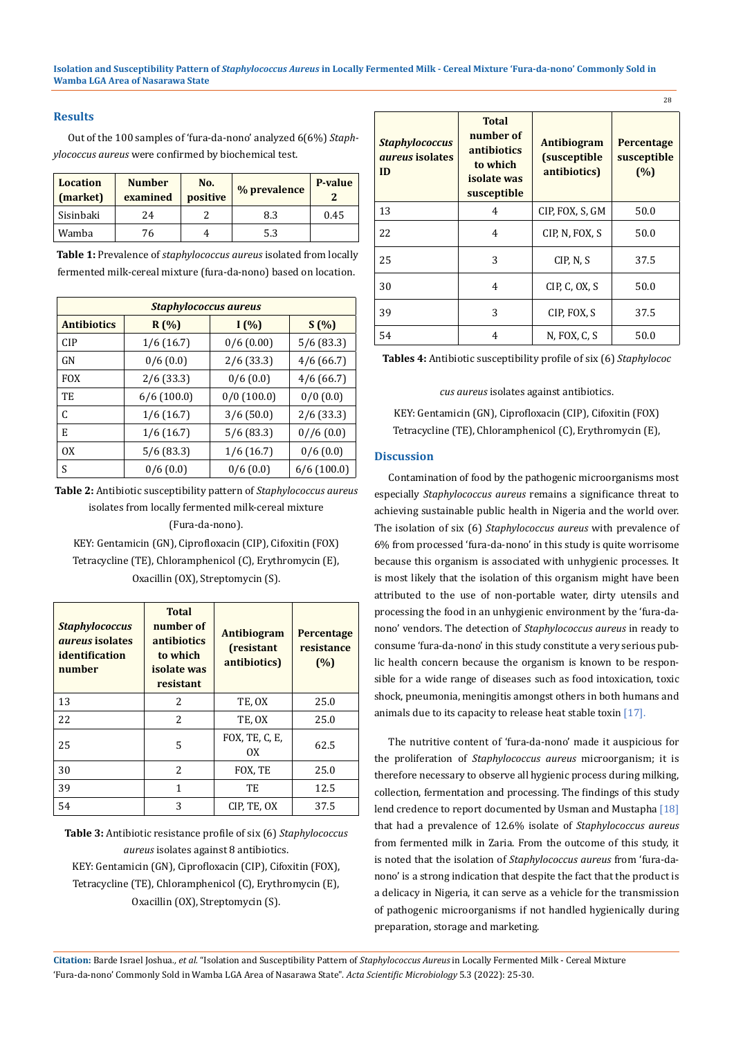## Results

Out of the 100 samples of 'fura-da-nono' analyzed 6(6%) *Staphylococcus aureus* were confirmed by biochemical test.

| Location (market) | Number examined | No. positive | % prevalence | P-value 2 |
|---|---|---|---|---|
| Sisinbaki | 24 | 2 | 8.3 | 0.45 |
| Wamba | 76 | 4 | 5.3 | |

**Table 1:** Prevalence of *staphylococcus aureus* isolated from locally fermented milk-cereal mixture (fura-da-nono) based on location.

| | *Staphylococcus aureus* | | |
|---|---|---|---|
| **Antibiotics** | **R (%)** | **I (%)** | **S (%)** |
| CIP | 1/6 (16.7) | 0/6 (0.00) | 5/6 (83.3) |
| GN | 0/6 (0.0) | 2/6 (33.3) | 4/6 (66.7) |
| FOX | 2/6 (33.3) | 0/6 (0.0) | 4/6 (66.7) |
| TE | 6/6 (100.0) | 0/0 (100.0) | 0/0 (0.0) |
| C | 1/6 (16.7) | 3/6 (50.0) | 2/6 (33.3) |
| E | 1/6 (16.7) | 5/6 (83.3) | 0//6 (0.0) |
| OX | 5/6 (83.3) | 1/6 (16.7) | 0/6 (0.0) |
| S | 0/6 (0.0) | 0/6 (0.0) | 6/6 (100.0) |

**Table 2:** Antibiotic susceptibility pattern of *Staphylococcus aureus* isolates from locally fermented milk-cereal mixture (Fura-da-nono).

KEY: Gentamicin (GN), Ciprofloxacin (CIP), Cifoxitin (FOX) Tetracycline (TE), Chloramphenicol (C), Erythromycin (E), Oxacillin (OX), Streptomycin (S).

| *Staphylococcus aureus* isolates identification number | Total number of antibiotics to which isolate was resistant | Antibiogram (resistant antibiotics) | Percentage resistance (%) |
|---|---|---|---|
| 13 | 2 | TE, OX | 25.0 |
| 22 | 2 | TE, OX | 25.0 |
| 25 | 5 | FOX, TE, C, E, OX | 62.5 |
| 30 | 2 | FOX, TE | 25.0 |
| 39 | 1 | TE | 12.5 |
| 54 | 3 | CIP, TE, OX | 37.5 |

**Table 3:** Antibiotic resistance profile of six (6) *Staphylococcus aureus* isolates against 8 antibiotics.

KEY: Gentamicin (GN), Ciprofloxacin (CIP), Cifoxitin (FOX), Tetracycline (TE), Chloramphenicol (C), Erythromycin (E), Oxacillin (OX), Streptomycin (S).

| *Staphylococcus aureus* isolates ID | Total number of antibiotics to which isolate was susceptible | Antibiogram (susceptible antibiotics) | Percentage susceptible (%) |
|---|---|---|---|
| 13 | 4 | CIP, FOX, S, GM | 50.0 |
| 22 | 4 | CIP, N, FOX, S | 50.0 |
| 25 | 3 | CIP, N, S | 37.5 |
| 30 | 4 | CIP, C, OX, S | 50.0 |
| 39 | 3 | CIP, FOX, S | 37.5 |
| 54 | 4 | N, FOX, C, S | 50.0 |

**Tables 4:** Antibiotic susceptibility profile of six (6) *Staphylococcus aureus* isolates against antibiotics.

KEY: Gentamicin (GN), Ciprofloxacin (CIP), Cifoxitin (FOX) Tetracycline (TE), Chloramphenicol (C), Erythromycin (E),

## Discussion

Contamination of food by the pathogenic microorganisms most especially *Staphylococcus aureus* remains a significance threat to achieving sustainable public health in Nigeria and the world over. The isolation of six (6) *Staphylococcus aureus* with prevalence of 6% from processed 'fura-da-nono' in this study is quite worrisome because this organism is associated with unhygienic processes. It is most likely that the isolation of this organism might have been attributed to the use of non-portable water, dirty utensils and processing the food in an unhygienic environment by the 'fura-da-nono' vendors. The detection of *Staphylococcus aureus* in ready to consume 'fura-da-nono' in this study constitute a very serious public health concern because the organism is known to be responsible for a wide range of diseases such as food intoxication, toxic shock, pneumonia, meningitis amongst others in both humans and animals due to its capacity to release heat stable toxin [17].

The nutritive content of 'fura-da-nono' made it auspicious for the proliferation of *Staphylococcus aureus* microorganism; it is therefore necessary to observe all hygienic process during milking, collection, fermentation and processing. The findings of this study lend credence to report documented by Usman and Mustapha [18] that had a prevalence of 12.6% isolate of *Staphylococcus aureus* from fermented milk in Zaria. From the outcome of this study, it is noted that the isolation of *Staphylococcus aureus* from 'fura-da-nono' is a strong indication that despite the fact that the product is a delicacy in Nigeria, it can serve as a vehicle for the transmission of pathogenic microorganisms if not handled hygienically during preparation, storage and marketing.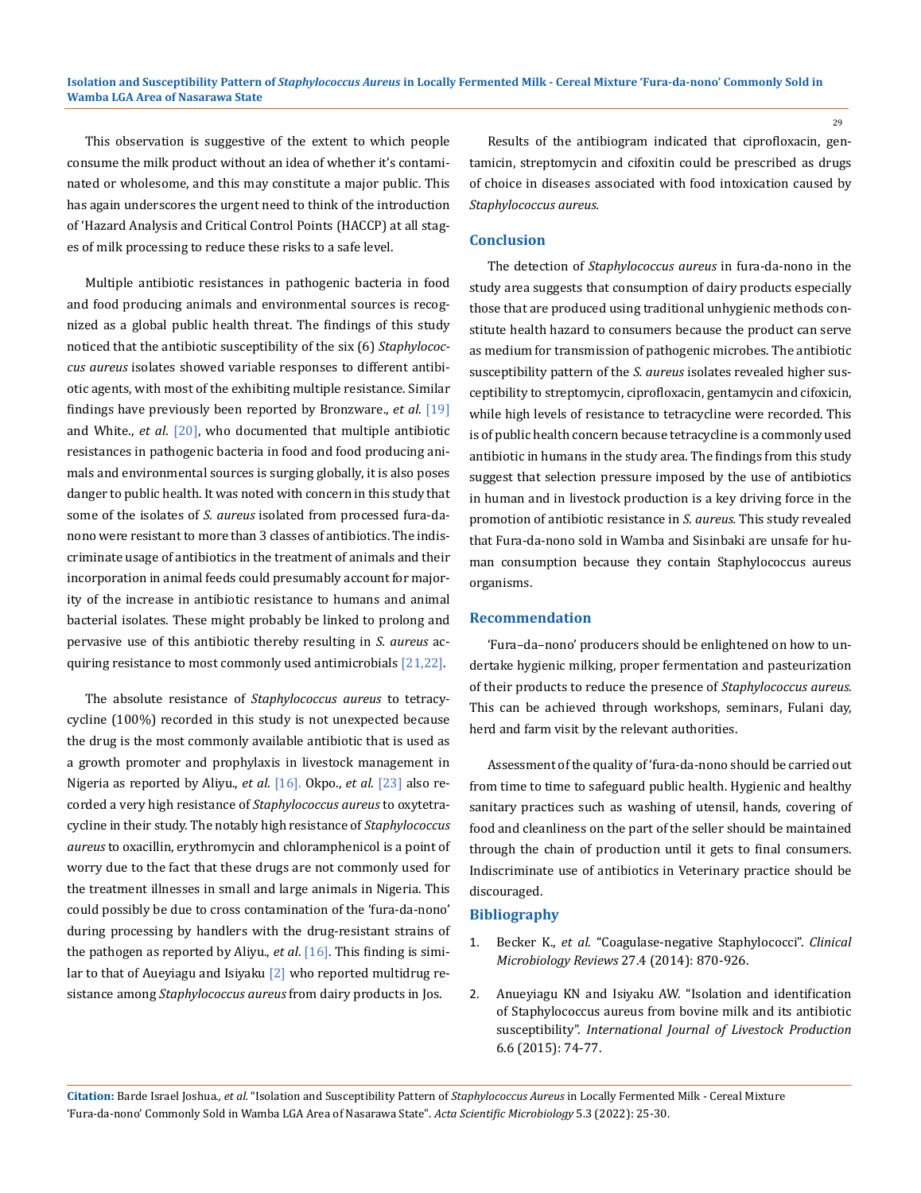This observation is suggestive of the extent to which people consume the milk product without an idea of whether it's contaminated or wholesome, and this may constitute a major public. This has again underscores the urgent need to think of the introduction of 'Hazard Analysis and Critical Control Points (HACCP) at all stages of milk processing to reduce these risks to a safe level.

Multiple antibiotic resistances in pathogenic bacteria in food and food producing animals and environmental sources is recognized as a global public health threat. The findings of this study noticed that the antibiotic susceptibility of the six (6) *Staphylococcus aureus* isolates showed variable responses to different antibiotic agents, with most of the exhibiting multiple resistance. Similar findings have previously been reported by Bronzware., *et al*. [19] and White., *et al*. [20], who documented that multiple antibiotic resistances in pathogenic bacteria in food and food producing animals and environmental sources is surging globally, it is also poses danger to public health. It was noted with concern in this study that some of the isolates of *S. aureus* isolated from processed fura-da-nono were resistant to more than 3 classes of antibiotics. The indiscriminate usage of antibiotics in the treatment of animals and their incorporation in animal feeds could presumably account for majority of the increase in antibiotic resistance to humans and animal bacterial isolates. These might probably be linked to prolong and pervasive use of this antibiotic thereby resulting in *S. aureus* acquiring resistance to most commonly used antimicrobials [21,22].

The absolute resistance of *Staphylococcus aureus* to tetracycline (100%) recorded in this study is not unexpected because the drug is the most commonly available antibiotic that is used as a growth promoter and prophylaxis in livestock management in Nigeria as reported by Aliyu., *et al*. [16]. Okpo., *et al*. [23] also recorded a very high resistance of *Staphylococcus aureus* to oxytetracycline in their study. The notably high resistance of *Staphylococcus aureus* to oxacillin, erythromycin and chloramphenicol is a point of worry due to the fact that these drugs are not commonly used for the treatment illnesses in small and large animals in Nigeria. This could possibly be due to cross contamination of the 'fura-da-nono' during processing by handlers with the drug-resistant strains of the pathogen as reported by Aliyu., *et al*. [16]. This finding is similar to that of Aueyiagu and Isiyaku [2] who reported multidrug resistance among *Staphylococcus aureus* from dairy products in Jos.

Results of the antibiogram indicated that ciprofloxacin, gentamicin, streptomycin and cifoxitin could be prescribed as drugs of choice in diseases associated with food intoxication caused by *Staphylococcus aureus*.

## Conclusion

The detection of *Staphylococcus aureus* in fura-da-nono in the study area suggests that consumption of dairy products especially those that are produced using traditional unhygienic methods constitute health hazard to consumers because the product can serve as medium for transmission of pathogenic microbes. The antibiotic susceptibility pattern of the *S. aureus* isolates revealed higher susceptibility to streptomycin, ciprofloxacin, gentamycin and cifoxicin, while high levels of resistance to tetracycline were recorded. This is of public health concern because tetracycline is a commonly used antibiotic in humans in the study area. The findings from this study suggest that selection pressure imposed by the use of antibiotics in human and in livestock production is a key driving force in the promotion of antibiotic resistance in *S. aureus*. This study revealed that Fura-da-nono sold in Wamba and Sisinbaki are unsafe for human consumption because they contain Staphylococcus aureus organisms.

## Recommendation

'Fura–da–nono' producers should be enlightened on how to undertake hygienic milking, proper fermentation and pasteurization of their products to reduce the presence of *Staphylococcus aureus*. This can be achieved through workshops, seminars, Fulani day, herd and farm visit by the relevant authorities.

Assessment of the quality of 'fura-da-nono should be carried out from time to time to safeguard public health. Hygienic and healthy sanitary practices such as washing of utensil, hands, covering of food and cleanliness on the part of the seller should be maintained through the chain of production until it gets to final consumers. Indiscriminate use of antibiotics in Veterinary practice should be discouraged.

## Bibliography

1. Becker K., *et al*. "Coagulase-negative Staphylococci". *Clinical Microbiology Reviews* 27.4 (2014): 870-926.
2. Anueyiagu KN and Isiyaku AW. "Isolation and identification of Staphylococcus aureus from bovine milk and its antibiotic susceptibility". *International Journal of Livestock Production* 6.6 (2015): 74-77.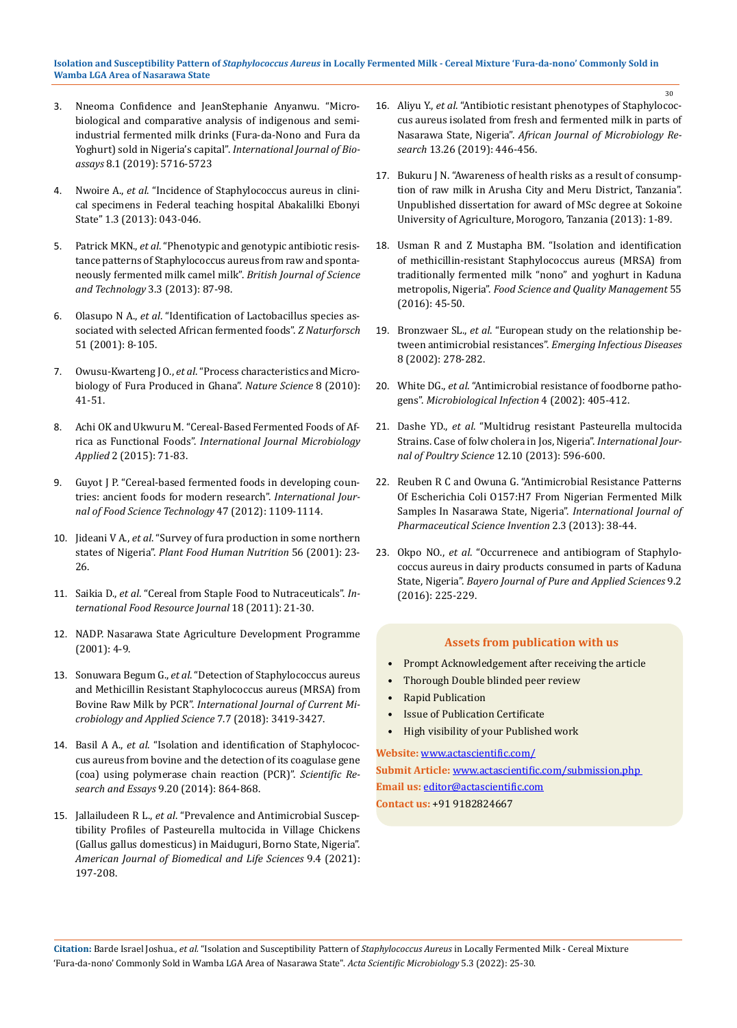3. Nneoma Confidence and JeanStephanie Anyanwu. "Microbiological and comparative analysis of indigenous and semi-industrial fermented milk drinks (Fura-da-Nono and Fura da Yoghurt) sold in Nigeria's capital". *International Journal of Bioassays* 8.1 (2019): 5716-5723

4. Nwoire A., *et al.* "Incidence of Staphylococcus aureus in clinical specimens in Federal teaching hospital Abakalilki Ebonyi State" 1.3 (2013): 043-046.

5. Patrick MKN., *et al*. "Phenotypic and genotypic antibiotic resistance patterns of Staphylococcus aureus from raw and spontaneously fermented milk camel milk". *British Journal of Science and Technology* 3.3 (2013): 87-98.

6. Olasupo N A., *et al*. "Identification of Lactobacillus species associated with selected African fermented foods". *Z Naturforsch* 51 (2001): 8-105.

7. Owusu-Kwarteng J O., *et al*. "Process characteristics and Microbiology of Fura Produced in Ghana". *Nature Science* 8 (2010): 41-51.

8. Achi OK and Ukwuru M. "Cereal-Based Fermented Foods of Africa as Functional Foods". *International Journal Microbiology Applied* 2 (2015): 71-83.

9. Guyot J P. "Cereal-based fermented foods in developing countries: ancient foods for modern research". *International Journal of Food Science Technology* 47 (2012): 1109-1114.

10. Jideani V A., *et al*. "Survey of fura production in some northern states of Nigeria". *Plant Food Human Nutrition* 56 (2001): 23-26.

11. Saikia D., *et al*. "Cereal from Staple Food to Nutraceuticals". *International Food Resource Journal* 18 (2011): 21-30.

12. NADP. Nasarawa State Agriculture Development Programme (2001): 4-9.

13. Sonuwara Begum G., *et al*. "Detection of Staphylococcus aureus and Methicillin Resistant Staphylococcus aureus (MRSA) from Bovine Raw Milk by PCR". *International Journal of Current Microbiology and Applied Science* 7.7 (2018): 3419-3427.

14. Basil A A., *et al.* "Isolation and identification of Staphylococcus aureus from bovine and the detection of its coagulase gene (coa) using polymerase chain reaction (PCR)". *Scientific Research and Essays* 9.20 (2014): 864-868.

15. Jallailudeen R L., *et al*. "Prevalence and Antimicrobial Susceptibility Profiles of Pasteurella multocida in Village Chickens (Gallus gallus domesticus) in Maiduguri, Borno State, Nigeria". *American Journal of Biomedical and Life Sciences* 9.4 (2021): 197-208.

16. Aliyu Y., *et al.* "Antibiotic resistant phenotypes of Staphylococcus aureus isolated from fresh and fermented milk in parts of Nasarawa State, Nigeria". *African Journal of Microbiology Research* 13.26 (2019): 446-456.

17. Bukuru J N. "Awareness of health risks as a result of consumption of raw milk in Arusha City and Meru District, Tanzania". Unpublished dissertation for award of MSc degree at Sokoine University of Agriculture, Morogoro, Tanzania (2013): 1-89.

18. Usman R and Z Mustapha BM. "Isolation and identification of methicillin-resistant Staphylococcus aureus (MRSA) from traditionally fermented milk "nono" and yoghurt in Kaduna metropolis, Nigeria". *Food Science and Quality Management* 55 (2016): 45-50.

19. Bronzwaer SL., *et al.* "European study on the relationship between antimicrobial resistances". *Emerging Infectious Diseases* 8 (2002): 278-282.

20. White DG., *et al.* "Antimicrobial resistance of foodborne pathogens". *Microbiological Infection* 4 (2002): 405-412.

21. Dashe YD., *et al.* "Multidrug resistant Pasteurella multocida Strains. Case of folw cholera in Jos, Nigeria". *International Journal of Poultry Science* 12.10 (2013): 596-600.

22. Reuben R C and Owuna G. "Antimicrobial Resistance Patterns Of Escherichia Coli O157:H7 From Nigerian Fermented Milk Samples In Nasarawa State, Nigeria". *International Journal of Pharmaceutical Science Invention* 2.3 (2013): 38-44.

23. Okpo NO., *et al.* "Occurrenece and antibiogram of Staphylococcus aureus in dairy products consumed in parts of Kaduna State, Nigeria". *Bayero Journal of Pure and Applied Sciences* 9.2 (2016): 225-229.

**Assets from publication with us**

- Prompt Acknowledgement after receiving the article
- Thorough Double blinded peer review
- Rapid Publication
- Issue of Publication Certificate
- High visibility of your Published work

**Website:** www.actascientific.com/
**Submit Article:** www.actascientific.com/submission.php
**Email us:** editor@actascientific.com
**Contact us:** +91 9182824667